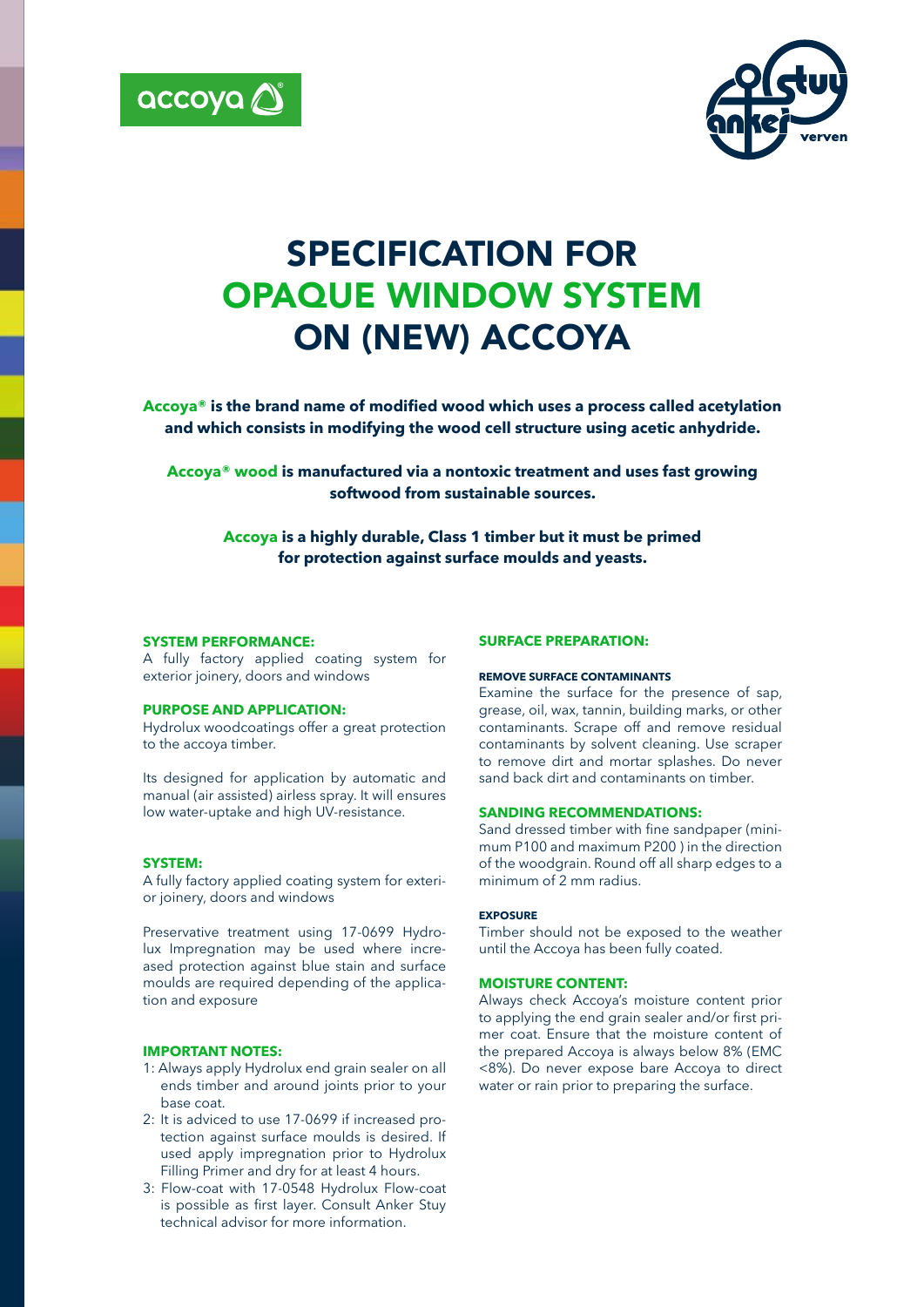# SPECIFICATION FOR OPAQUE WINDOW SYSTEM ON (NEW) ACCOYA

**Accoya® is the brand name of modified wood which uses a process called acetylation and which consists in modifying the wood cell structure using acetic anhydride.**

**Accoya® wood is manufactured via a nontoxic treatment and uses fast growing softwood from sustainable sources.**

**Accoya is a highly durable, Class 1 timber but it must be primed for protection against surface moulds and yeasts.**

### SYSTEM PERFORMANCE:

A fully factory applied coating system for exterior joinery, doors and windows

### PURPOSE AND APPLICATION:

Hydrolux woodcoatings offer a great protection to the accoya timber.

Its designed for application by automatic and manual (air assisted) airless spray. It will ensures low water-uptake and high UV-resistance.

### SYSTEM:

A fully factory applied coating system for exterior joinery, doors and windows

Preservative treatment using 17-0699 Hydrolux Impregnation may be used where increased protection against blue stain and surface moulds are required depending of the application and exposure

### IMPORTANT NOTES:

1: Always apply Hydrolux end grain sealer on all ends timber and around joints prior to your base coat.
2: It is adviced to use 17-0699 if increased protection against surface moulds is desired. If used apply impregnation prior to Hydrolux Filling Primer and dry for at least 4 hours.
3: Flow-coat with 17-0548 Hydrolux Flow-coat is possible as first layer. Consult Anker Stuy technical advisor for more information.

### SURFACE PREPARATION:

#### REMOVE SURFACE CONTAMINANTS

Examine the surface for the presence of sap, grease, oil, wax, tannin, building marks, or other contaminants. Scrape off and remove residual contaminants by solvent cleaning. Use scraper to remove dirt and mortar splashes. Do never sand back dirt and contaminants on timber.

### SANDING RECOMMENDATIONS:

Sand dressed timber with fine sandpaper (minimum P100 and maximum P200 ) in the direction of the woodgrain. Round off all sharp edges to a minimum of 2 mm radius.

#### EXPOSURE

Timber should not be exposed to the weather until the Accoya has been fully coated.

### MOISTURE CONTENT:

Always check Accoya's moisture content prior to applying the end grain sealer and/or first primer coat. Ensure that the moisture content of the prepared Accoya is always below 8% (EMC <8%). Do never expose bare Accoya to direct water or rain prior to preparing the surface.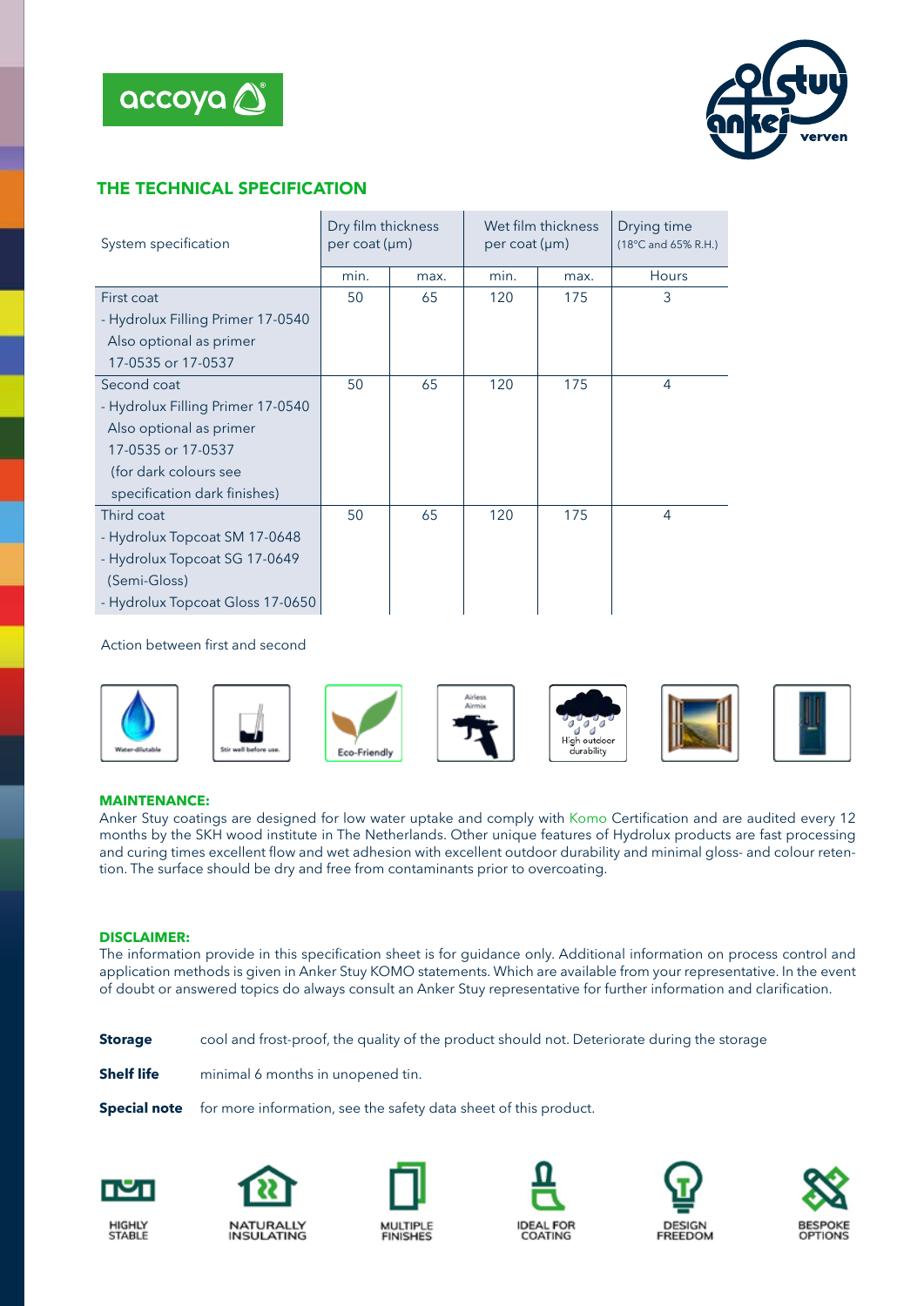## THE TECHNICAL SPECIFICATION

| System specification | Dry film thickness per coat (µm) | | Wet film thickness per coat (µm) | | Drying time (18°C and 65% R.H.) |
|---|---|---|---|---|---|
| | min. | max. | min. | max. | Hours |
| First coat<br>- Hydrolux Filling Primer 17-0540<br>Also optional as primer 17-0535 or 17-0537 | 50 | 65 | 120 | 175 | 3 |
| Second coat<br>- Hydrolux Filling Primer 17-0540<br>Also optional as primer 17-0535 or 17-0537<br>(for dark colours see specification dark finishes) | 50 | 65 | 120 | 175 | 4 |
| Third coat<br>- Hydrolux Topcoat SM 17-0648<br>- Hydrolux Topcoat SG 17-0649 (Semi-Gloss)<br>- Hydrolux Topcoat Gloss 17-0650 | 50 | 65 | 120 | 175 | 4 |

Action between first and second

Water-dilutable

Stir well before use.

Eco-Friendly

Airless Airmix

High outdoor durability

**MAINTENANCE:**

Anker Stuy coatings are designed for low water uptake and comply with Komo Certification and are audited every 12 months by the SKH wood institute in The Netherlands. Other unique features of Hydrolux products are fast processing and curing times excellent flow and wet adhesion with excellent outdoor durability and minimal gloss- and colour retention. The surface should be dry and free from contaminants prior to overcoating.

**DISCLAIMER:**

The information provide in this specification sheet is for guidance only. Additional information on process control and application methods is given in Anker Stuy KOMO statements. Which are available from your representative. In the event of doubt or answered topics do always consult an Anker Stuy representative for further information and clarification.

**Storage** cool and frost-proof, the quality of the product should not. Deteriorate during the storage

**Shelf life** minimal 6 months in unopened tin.

**Special note** for more information, see the safety data sheet of this product.

HIGHLY STABLE

NATURALLY INSULATING

MULTIPLE FINISHES

IDEAL FOR COATING

DESIGN FREEDOM

BESPOKE OPTIONS